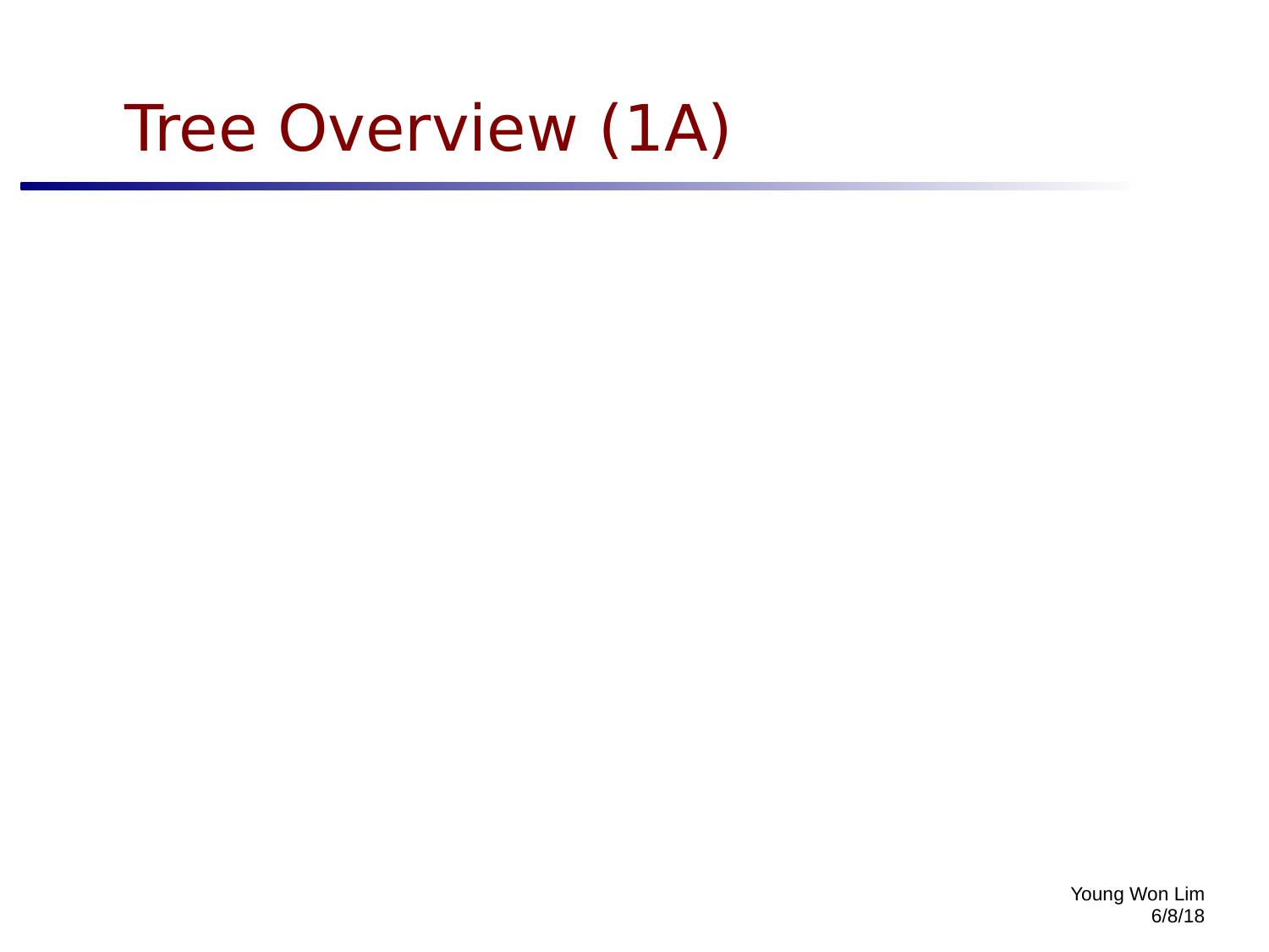# Tree Overview (1A)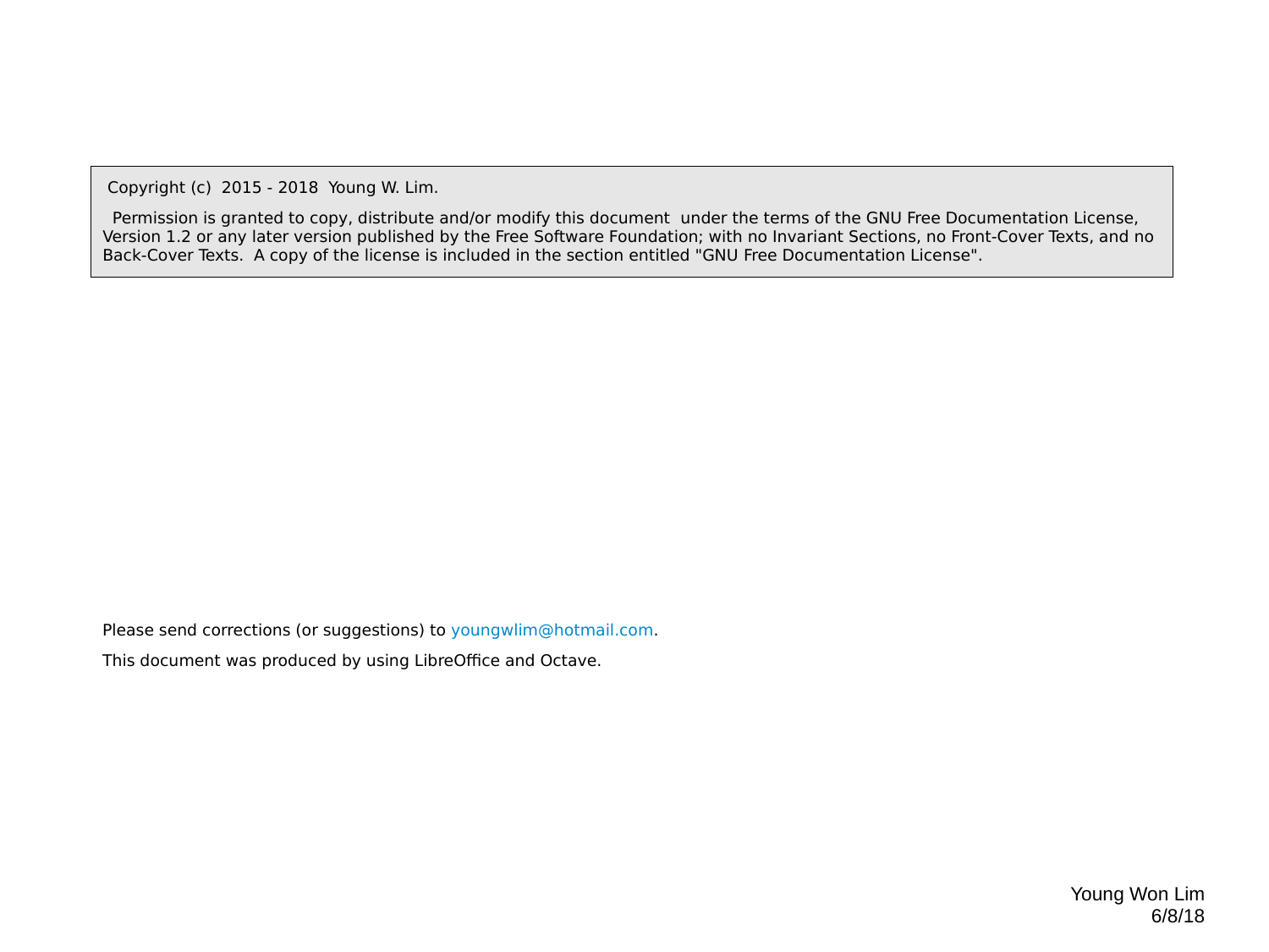Copyright (c) 2015 - 2018 Young W. Lim.

Permission is granted to copy, distribute and/or modify this document under the terms of the GNU Free Documentation License, Version 1.2 or any later version published by the Free Software Foundation; with no Invariant Sections, no Front-Cover Texts, and no Back-Cover Texts. A copy of the license is included in the section entitled "GNU Free Documentation License".

Please send corrections (or suggestions) to youngwlim@hotmail.com.

This document was produced by using LibreOffice and Octave.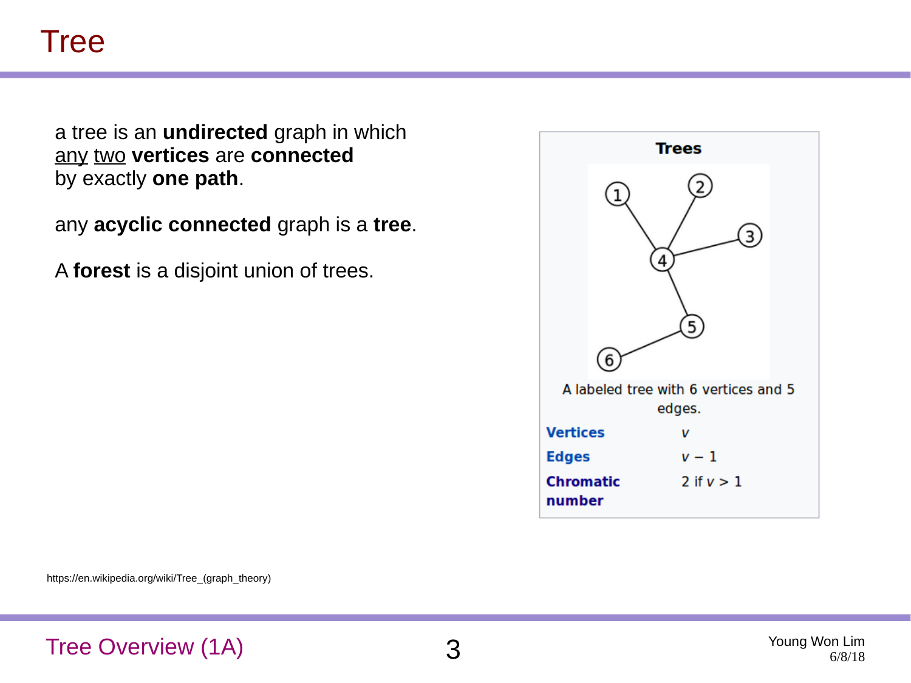# Tree

a tree is an **undirected** graph in which
any two **vertices** are **connected**
by exactly **one path**.

any **acyclic connected** graph is a **tree**.

A **forest** is a disjoint union of trees.

**Trees**

A labeled tree with 6 vertices and 5 edges.

| | |
|---|---|
| **Vertices** | $v$ |
| **Edges** | $v - 1$ |
| **Chromatic number** | 2 if $v > 1$ |

https://en.wikipedia.org/wiki/Tree_(graph_theory)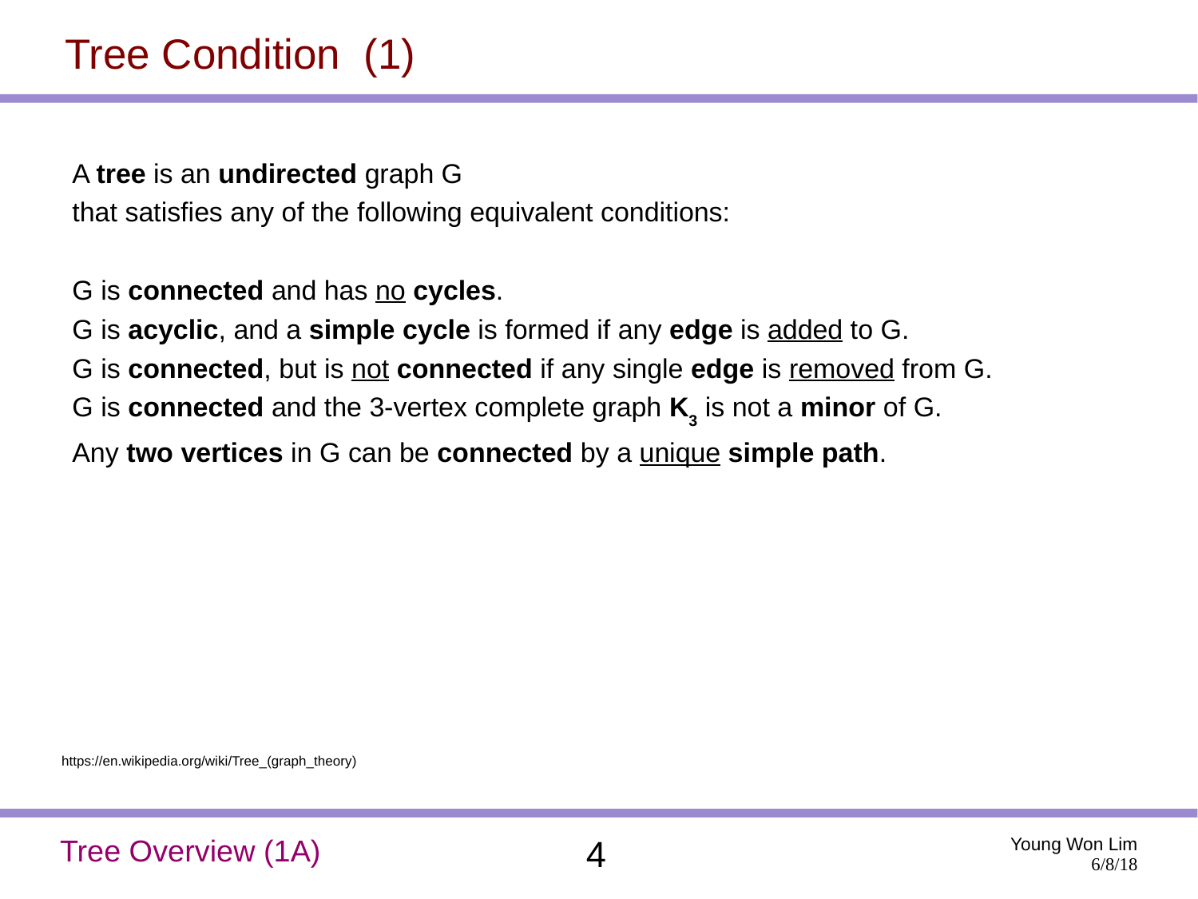# Tree Condition (1)

A **tree** is an **undirected** graph G
that satisfies any of the following equivalent conditions:

G is **connected** and has no **cycles**.
G is **acyclic**, and a **simple cycle** is formed if any **edge** is added to G.
G is **connected**, but is not **connected** if any single **edge** is removed from G.
G is **connected** and the 3-vertex complete graph $\mathbf{K_3}$ is not a **minor** of G.
Any **two vertices** in G can be **connected** by a unique **simple path**.

https://en.wikipedia.org/wiki/Tree_(graph_theory)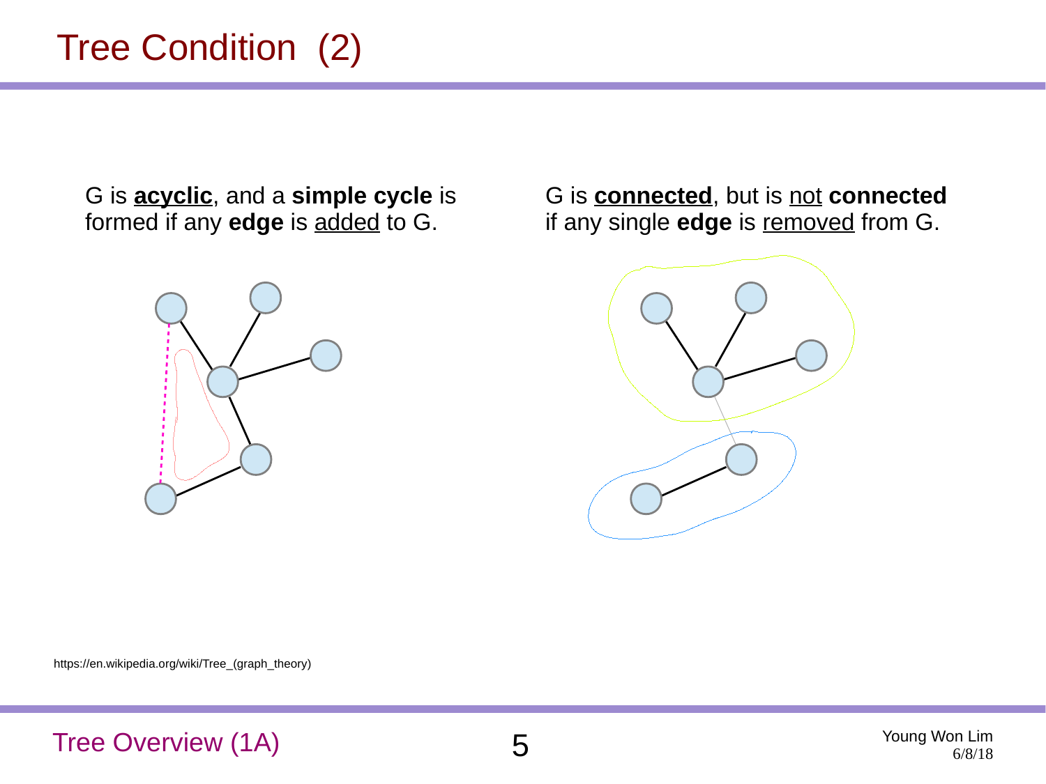# Tree Condition (2)

G is **acyclic**, and a **simple cycle** is formed if any **edge** is added to G.

G is **connected**, but is not **connected** if any single **edge** is removed from G.

https://en.wikipedia.org/wiki/Tree_(graph_theory)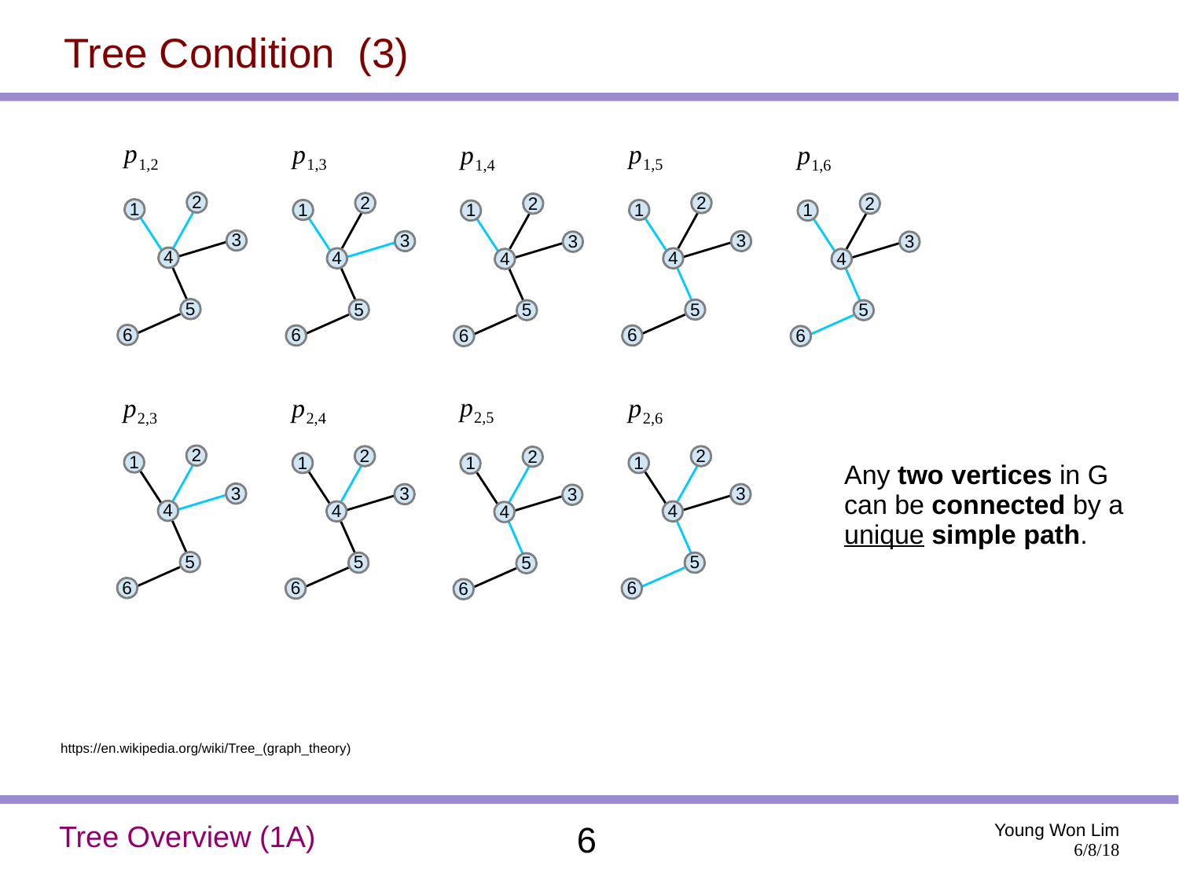# Tree Condition (3)

$p_{1,2}$ $p_{1,3}$ $p_{1,4}$ $p_{1,5}$ $p_{1,6}$

$p_{2,3}$ $p_{2,4}$ $p_{2,5}$ $p_{2,6}$

Any **two vertices** in G can be **connected** by a unique **simple path**.

https://en.wikipedia.org/wiki/Tree_(graph_theory)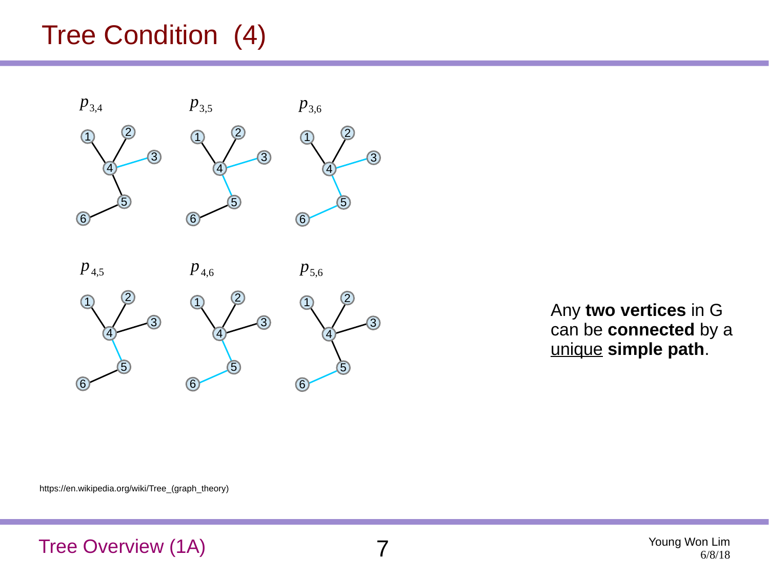# Tree Condition (4)

$p_{3,4}$ $p_{3,5}$ $p_{3,6}$

$p_{4,5}$ $p_{4,6}$ $p_{5,6}$

Any **two vertices** in G can be **connected** by a unique **simple path**.

https://en.wikipedia.org/wiki/Tree_(graph_theory)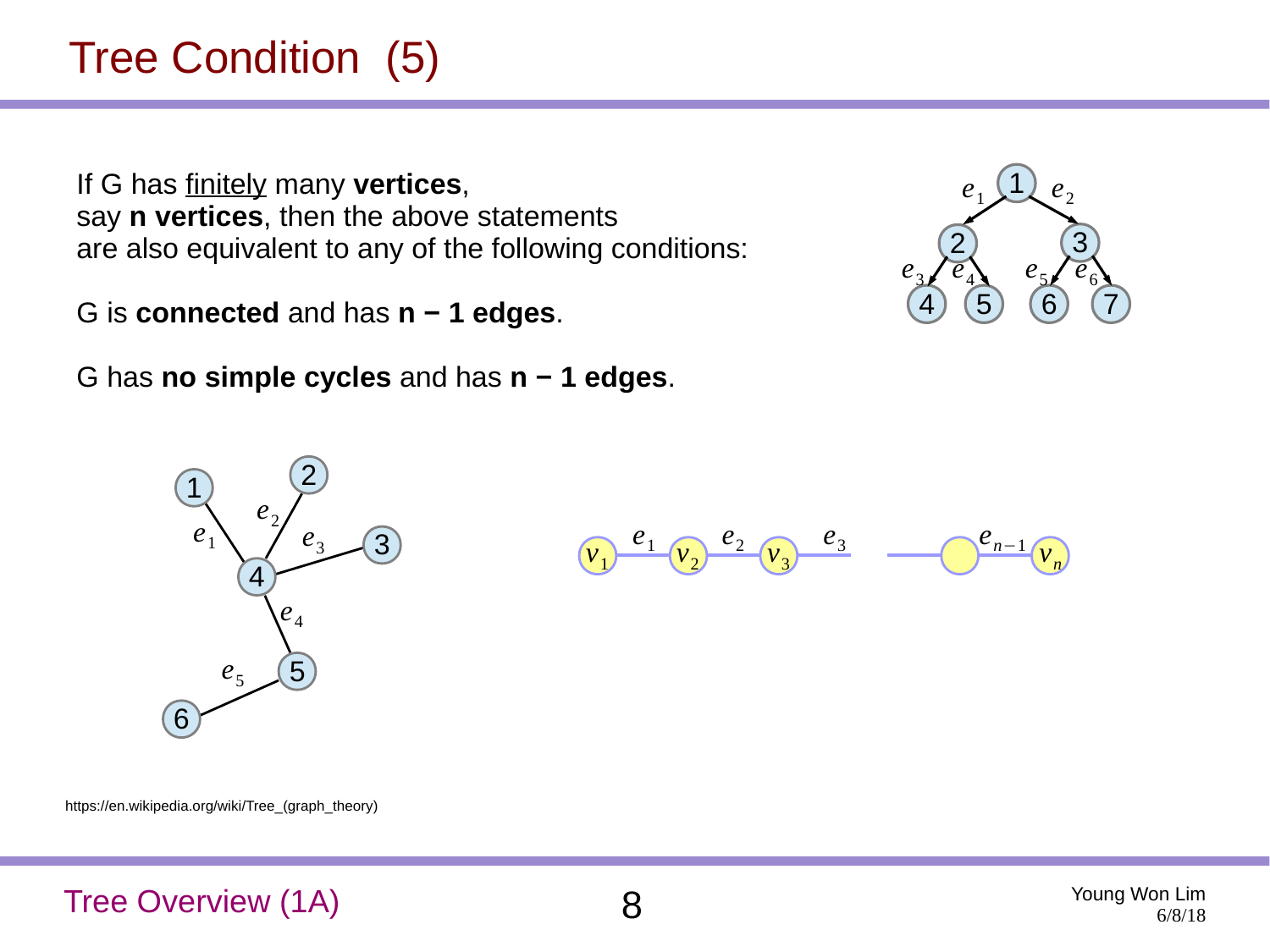# Tree Condition (5)

If G has finitely many **vertices**,
say **n vertices**, then the above statements
are also equivalent to any of the following conditions:

G is **connected** and has **n − 1 edges**.

G has **no simple cycles** and has **n − 1 edges**.

https://en.wikipedia.org/wiki/Tree_(graph_theory)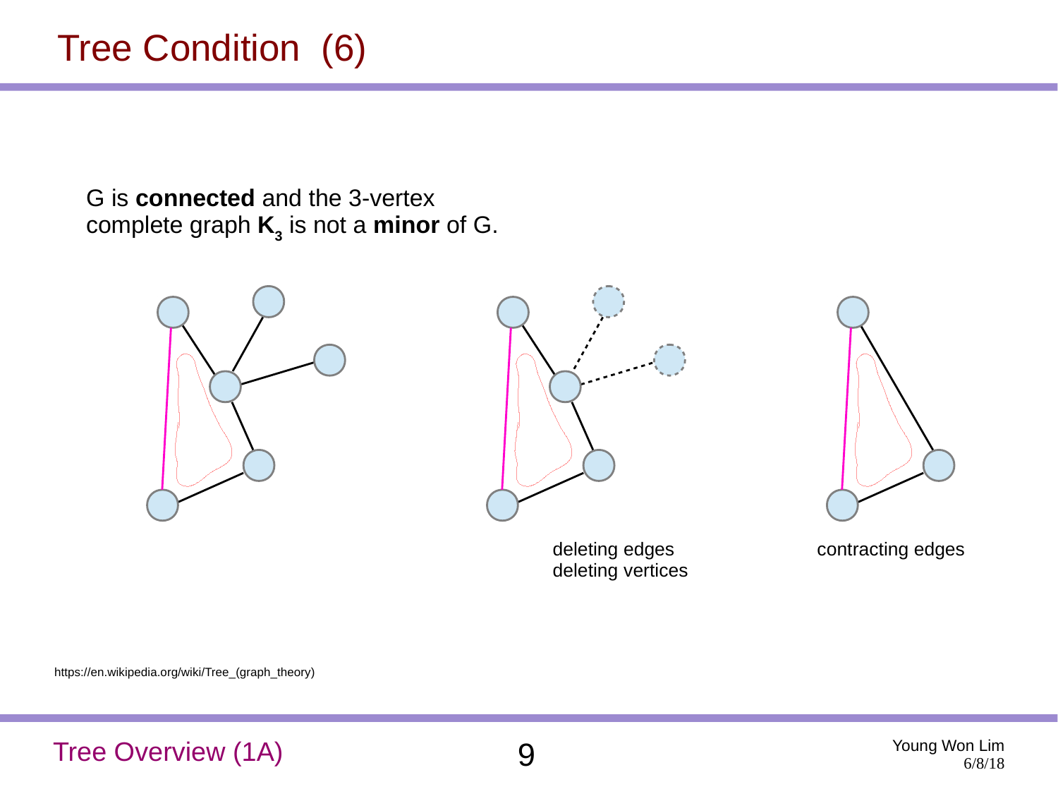# Tree Condition (6)

G is **connected** and the 3-vertex complete graph $\mathbf{K_3}$ is not a **minor** of G.

deleting edges
deleting vertices

contracting edges

https://en.wikipedia.org/wiki/Tree_(graph_theory)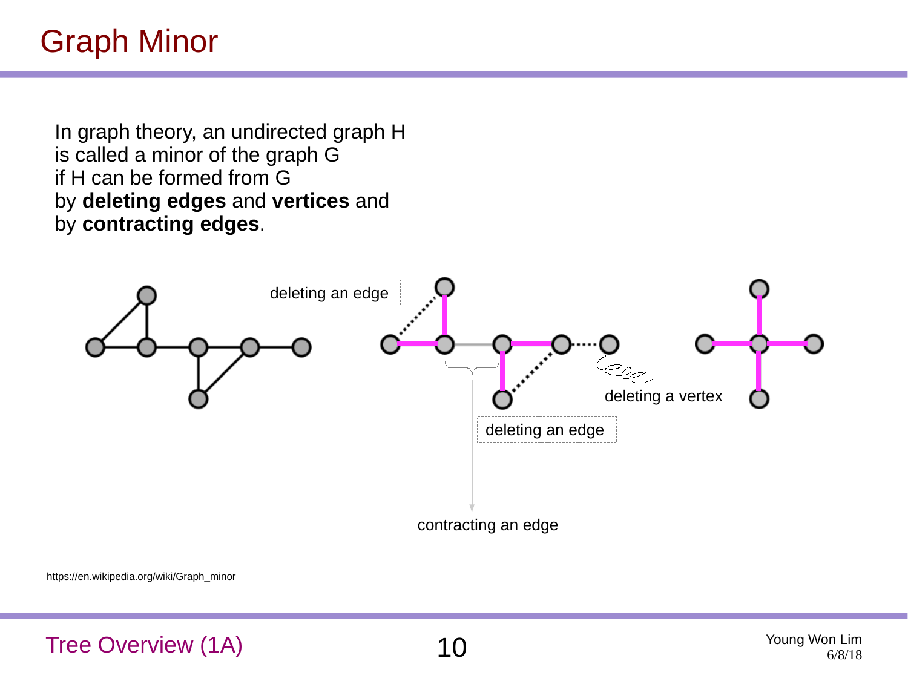# Graph Minor

In graph theory, an undirected graph H is called a minor of the graph G if H can be formed from G by **deleting edges** and **vertices** and by **contracting edges**.

deleting an edge

deleting a vertex

deleting an edge

contracting an edge

https://en.wikipedia.org/wiki/Graph_minor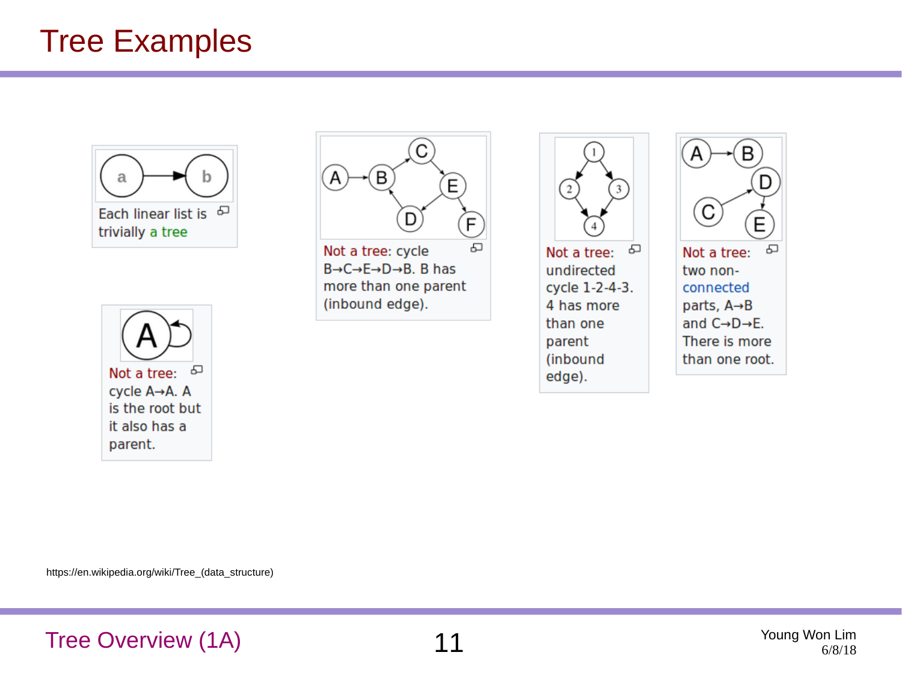# Tree Examples

Each linear list is trivially a tree

Not a tree: cycle B→C→E→D→B. B has more than one parent (inbound edge).

Not a tree: undirected cycle 1-2-4-3. 4 has more than one parent (inbound edge).

Not a tree: two non-connected parts, A→B and C→D→E. There is more than one root.

Not a tree: cycle A→A. A is the root but it also has a parent.

https://en.wikipedia.org/wiki/Tree_(data_structure)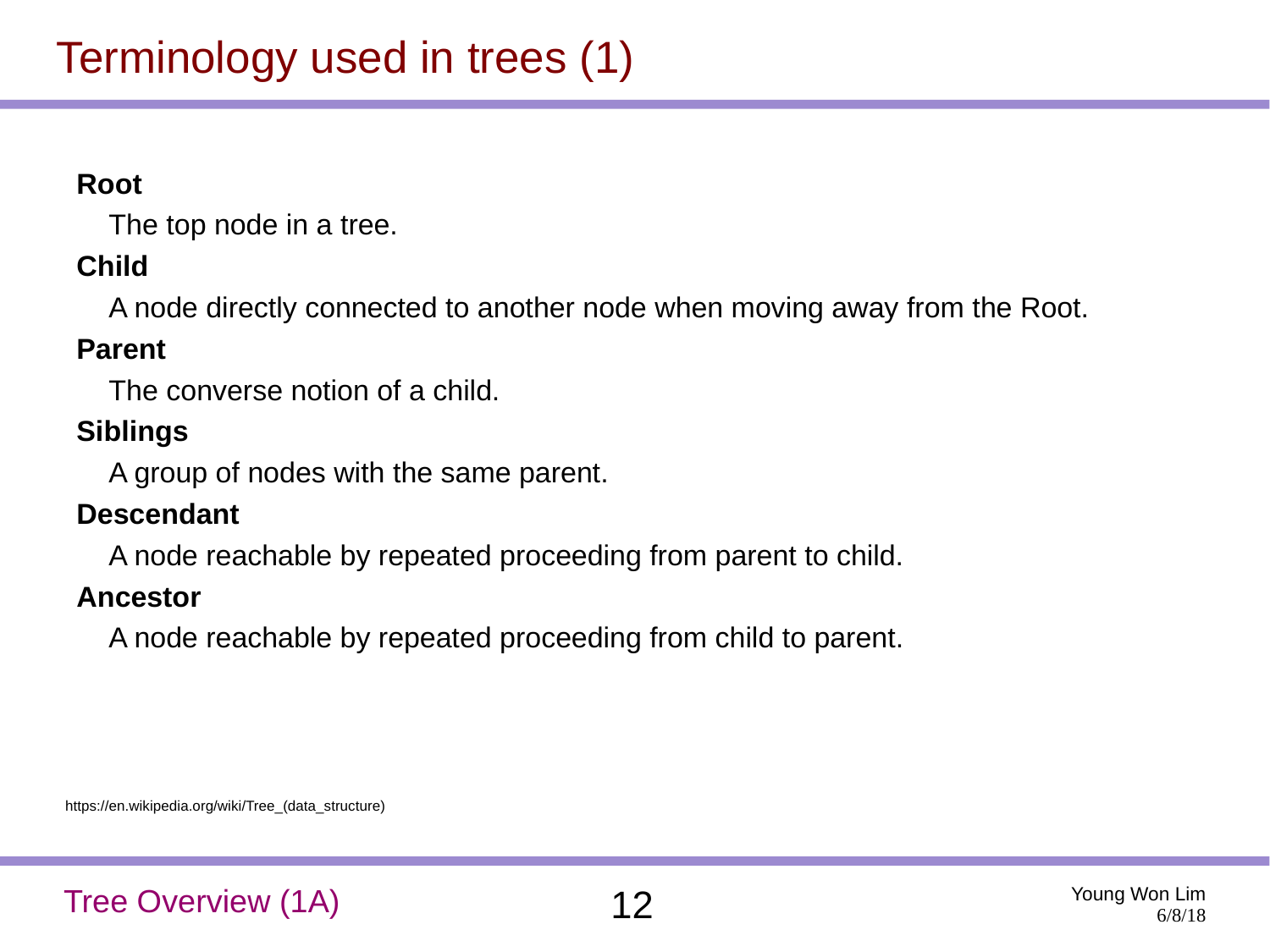# Terminology used in trees (1)

**Root**

The top node in a tree.

**Child**

A node directly connected to another node when moving away from the Root.

**Parent**

The converse notion of a child.

**Siblings**

A group of nodes with the same parent.

**Descendant**

A node reachable by repeated proceeding from parent to child.

**Ancestor**

A node reachable by repeated proceeding from child to parent.

https://en.wikipedia.org/wiki/Tree_(data_structure)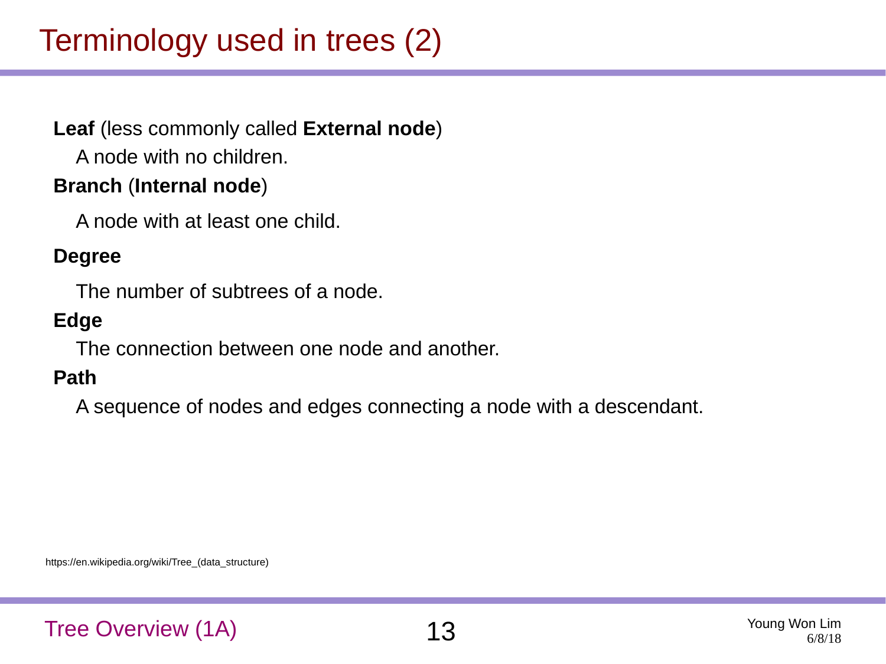# Terminology used in trees (2)

**Leaf** (less commonly called **External node**)

A node with no children.

**Branch** (**Internal node**)

A node with at least one child.

**Degree**

The number of subtrees of a node.

**Edge**

The connection between one node and another.

**Path**

A sequence of nodes and edges connecting a node with a descendant.

https://en.wikipedia.org/wiki/Tree_(data_structure)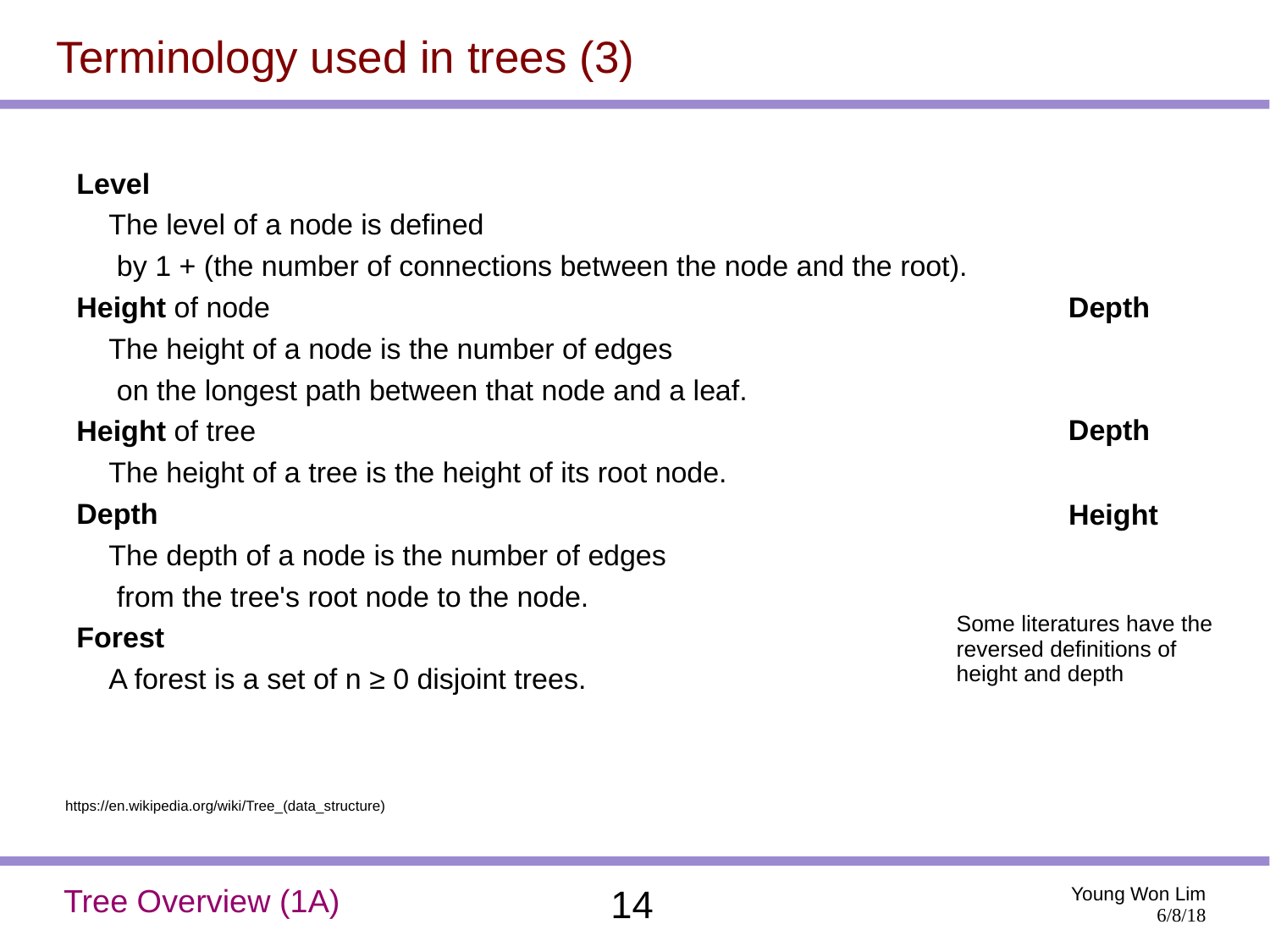# Terminology used in trees (3)

**Level**

The level of a node is defined by 1 + (the number of connections between the node and the root).

**Height** of node — **Depth**

The height of a node is the number of edges on the longest path between that node and a leaf.

**Height** of tree — **Depth**

The height of a tree is the height of its root node.

**Depth** — **Height**

The depth of a node is the number of edges from the tree's root node to the node.

**Forest**

A forest is a set of $n \geq 0$ disjoint trees.

Some literatures have the reversed definitions of height and depth

https://en.wikipedia.org/wiki/Tree_(data_structure)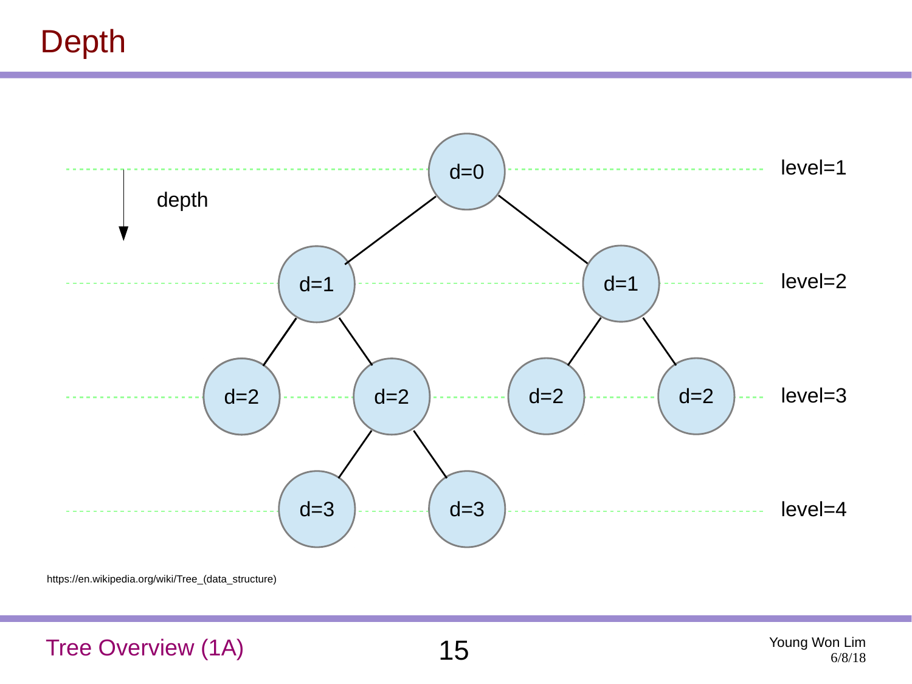# Depth

depth

level=1

level=2

level=3

level=4

d=0

d=1 d=1

d=2 d=2 d=2 d=2

d=3 d=3

https://en.wikipedia.org/wiki/Tree_(data_structure)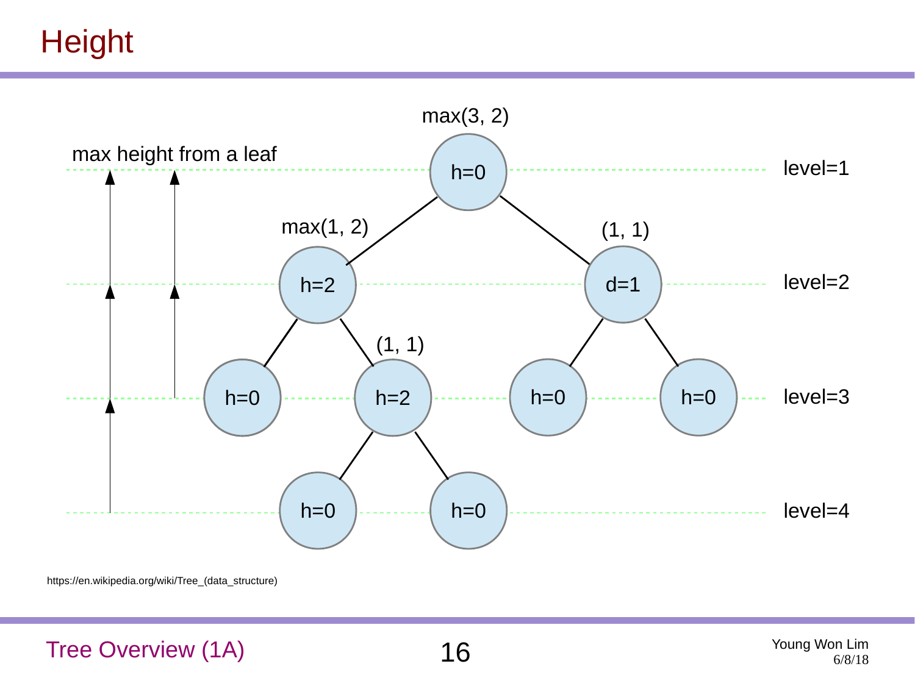# Height

max height from a leaf

max(3, 2)

h=0

level=1

max(1, 2)

h=2

(1, 1)

d=1

level=2

(1, 1)

h=0

h=2

h=0

h=0

level=3

h=0

h=0

level=4

https://en.wikipedia.org/wiki/Tree_(data_structure)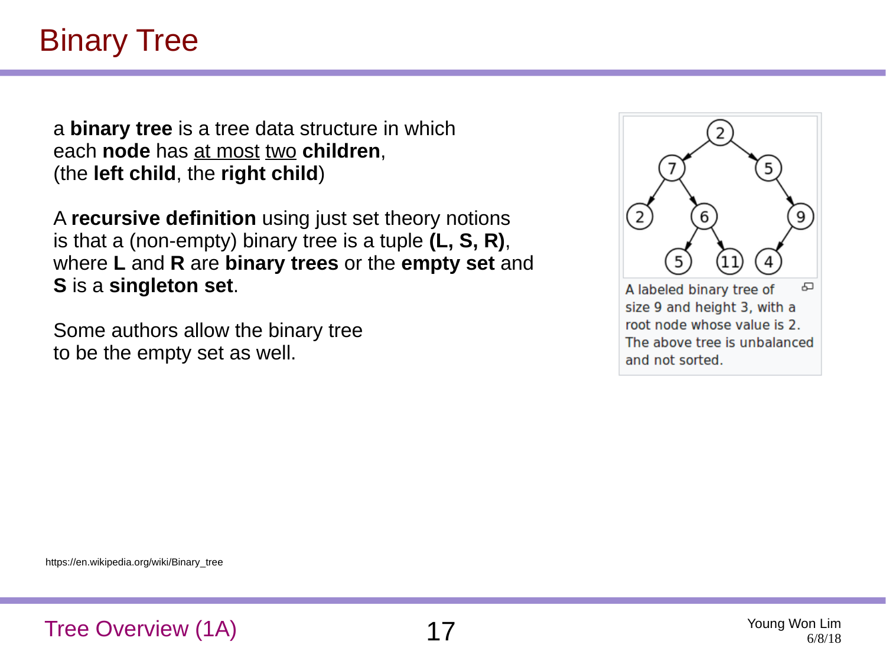# Binary Tree

a **binary tree** is a tree data structure in which each **node** has at most two **children**, (the **left child**, the **right child**)

A **recursive definition** using just set theory notions is that a (non-empty) binary tree is a tuple **(L, S, R)**, where **L** and **R** are **binary trees** or the **empty set** and **S** is a **singleton set**.

Some authors allow the binary tree to be the empty set as well.

A labeled binary tree of size 9 and height 3, with a root node whose value is 2. The above tree is unbalanced and not sorted.

https://en.wikipedia.org/wiki/Binary_tree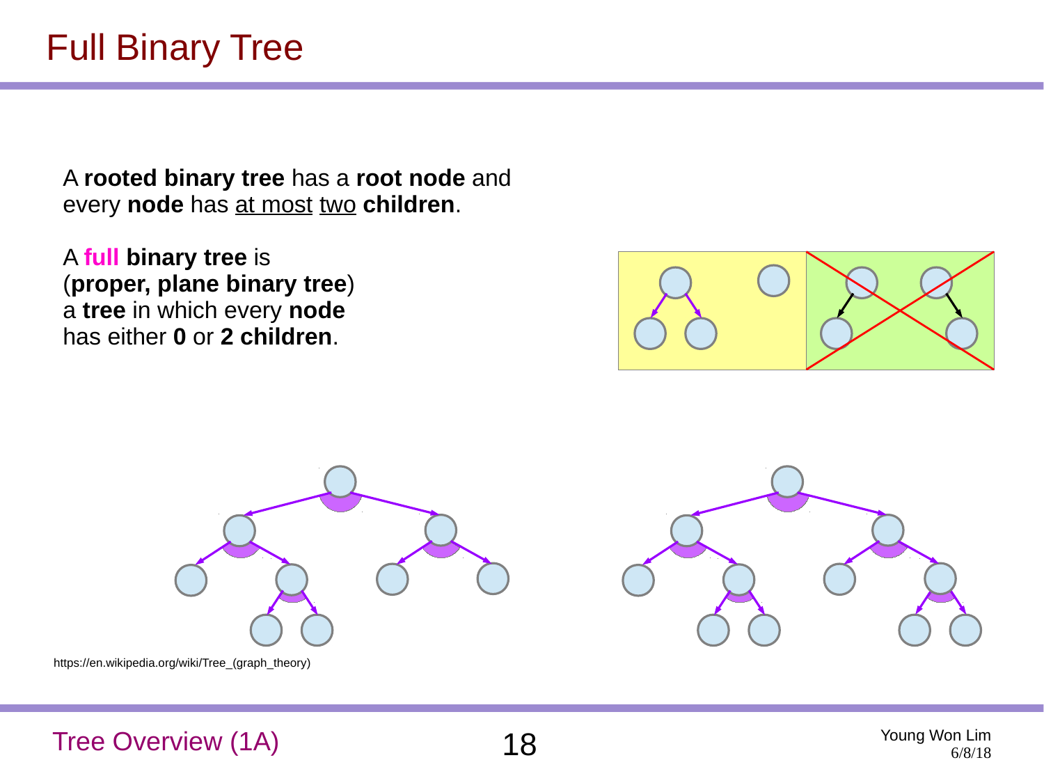# Full Binary Tree

A **rooted binary tree** has a **root node** and every **node** has at most two **children**.

A **full binary tree** is (**proper, plane binary tree**) a **tree** in which every **node** has either **0** or **2 children**.

https://en.wikipedia.org/wiki/Tree_(graph_theory)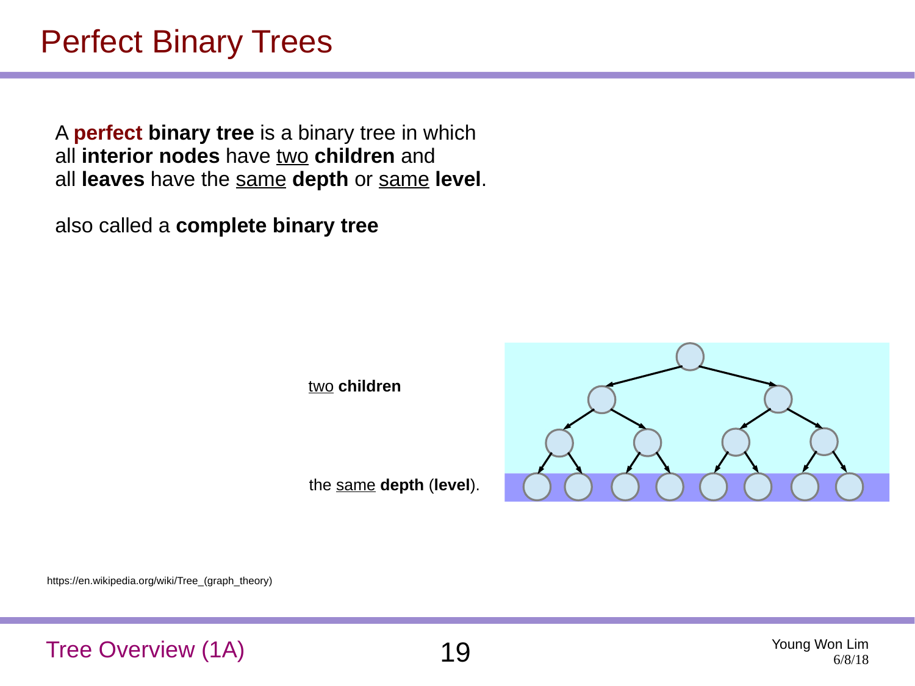# Perfect Binary Trees

A **perfect binary tree** is a binary tree in which all **interior nodes** have two **children** and all **leaves** have the same **depth** or same **level**.

also called a **complete binary tree**

two **children**

the same **depth** (**level**).

https://en.wikipedia.org/wiki/Tree_(graph_theory)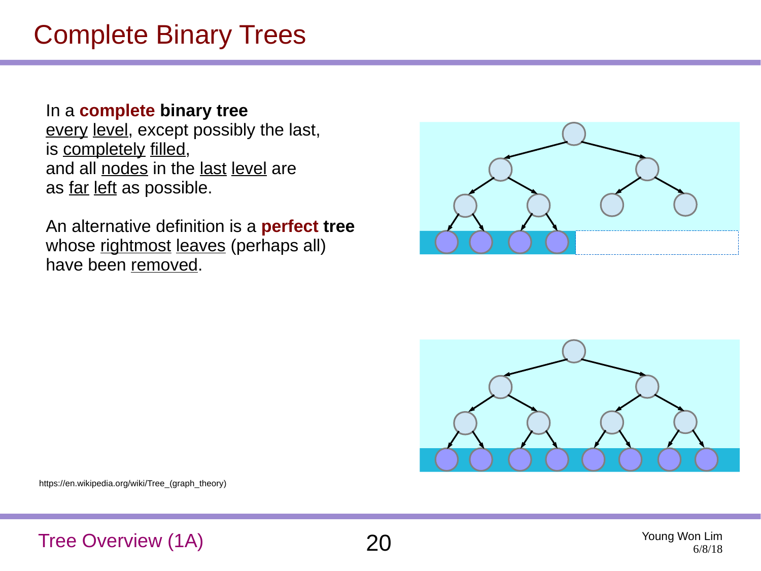# Complete Binary Trees

In a **complete binary tree**
every level, except possibly the last,
is completely filled,
and all nodes in the last level are
as far left as possible.

An alternative definition is a **perfect tree**
whose rightmost leaves (perhaps all)
have been removed.

https://en.wikipedia.org/wiki/Tree_(graph_theory)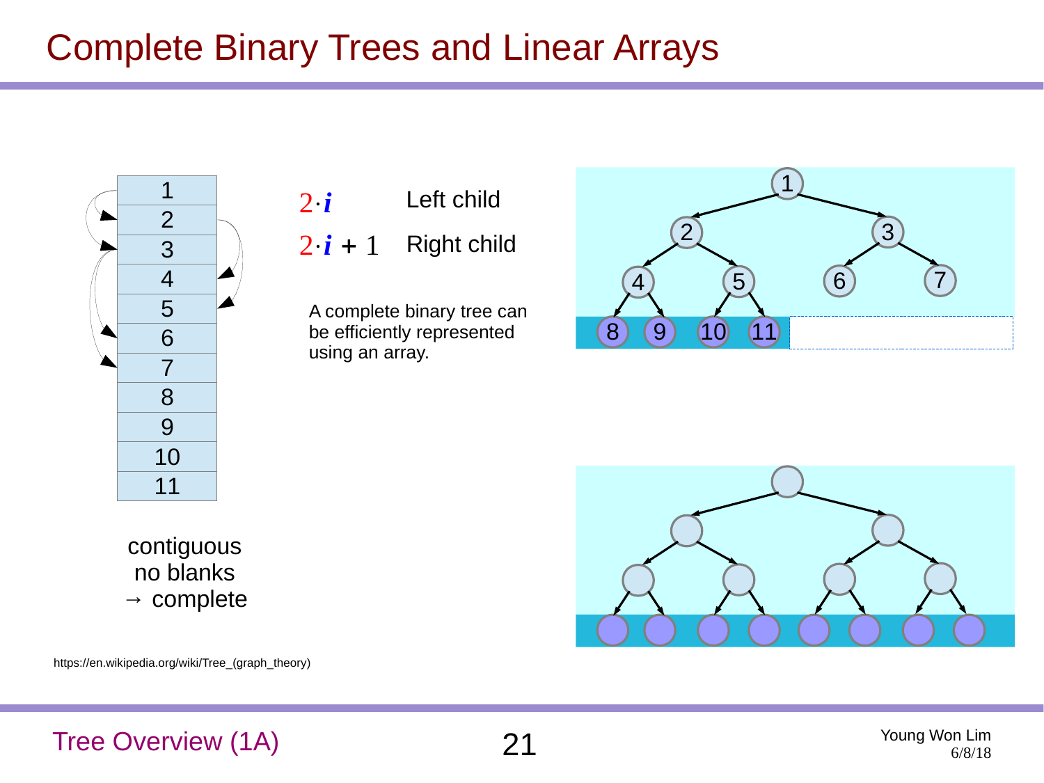# Complete Binary Trees and Linear Arrays

| 1 |
|---|
| 2 |
| 3 |
| 4 |
| 5 |
| 6 |
| 7 |
| 8 |
| 9 |
| 10 |
| 11 |

$2 \cdot i$ Left child

$2 \cdot i + 1$ Right child

A complete binary tree can be efficiently represented using an array.

contiguous
no blanks
→ complete

https://en.wikipedia.org/wiki/Tree_(graph_theory)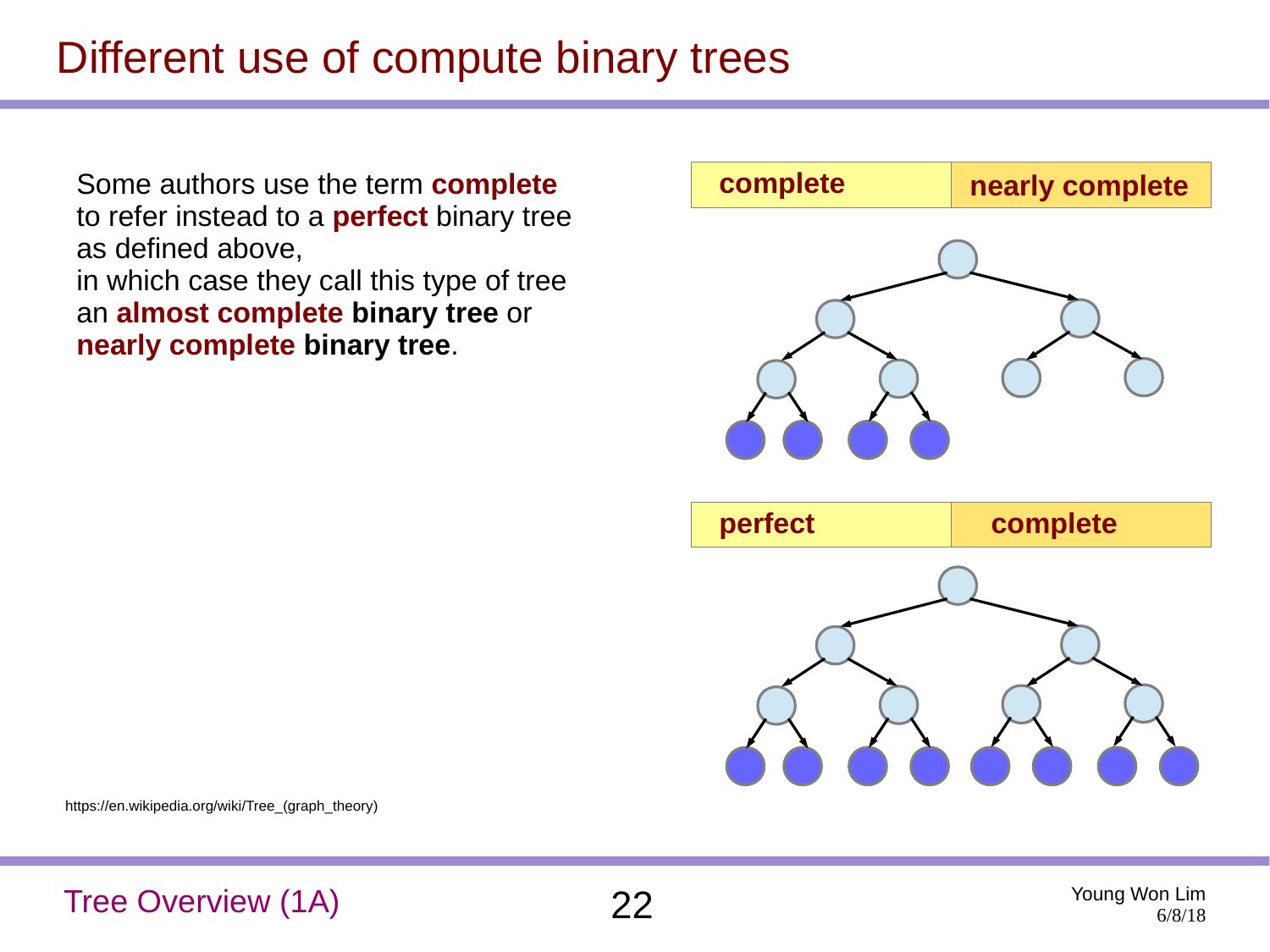# Different use of compute binary trees

Some authors use the term **complete** to refer instead to a **perfect** binary tree as defined above,
in which case they call this type of tree an **almost complete binary tree** or **nearly complete binary tree**.

| complete | nearly complete |
| --- | --- |

| perfect | complete |
| --- | --- |

https://en.wikipedia.org/wiki/Tree_(graph_theory)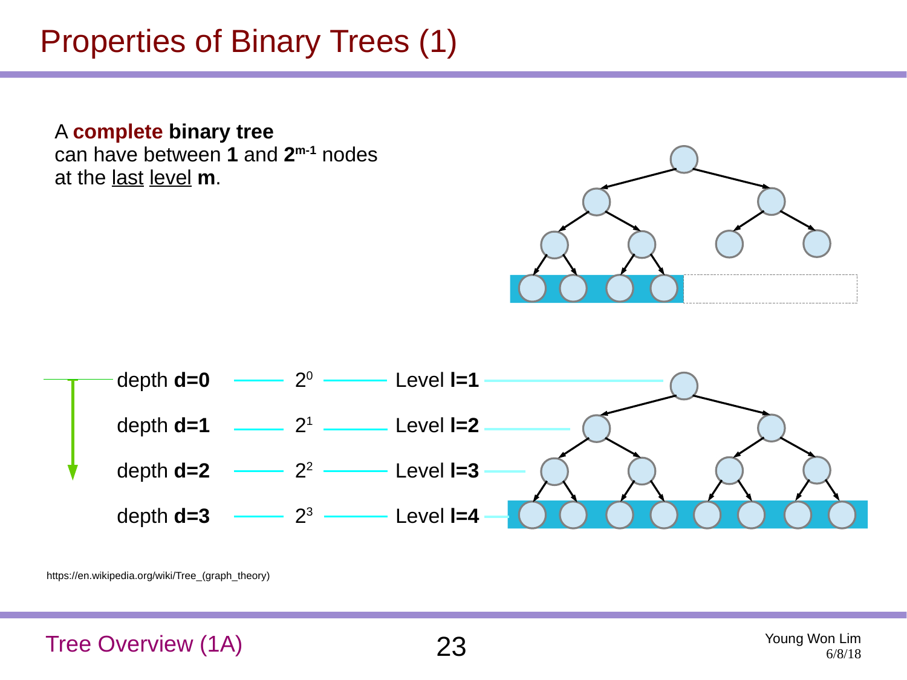# Properties of Binary Trees (1)

A **complete binary tree**
can have between **1** and $\mathbf{2^{m-1}}$ nodes
at the last level **m**.

depth **d=0** — $2^0$ — Level **l=1**

depth **d=1** — $2^1$ — Level **l=2**

depth **d=2** — $2^2$ — Level **l=3**

depth **d=3** — $2^3$ — Level **l=4**

https://en.wikipedia.org/wiki/Tree_(graph_theory)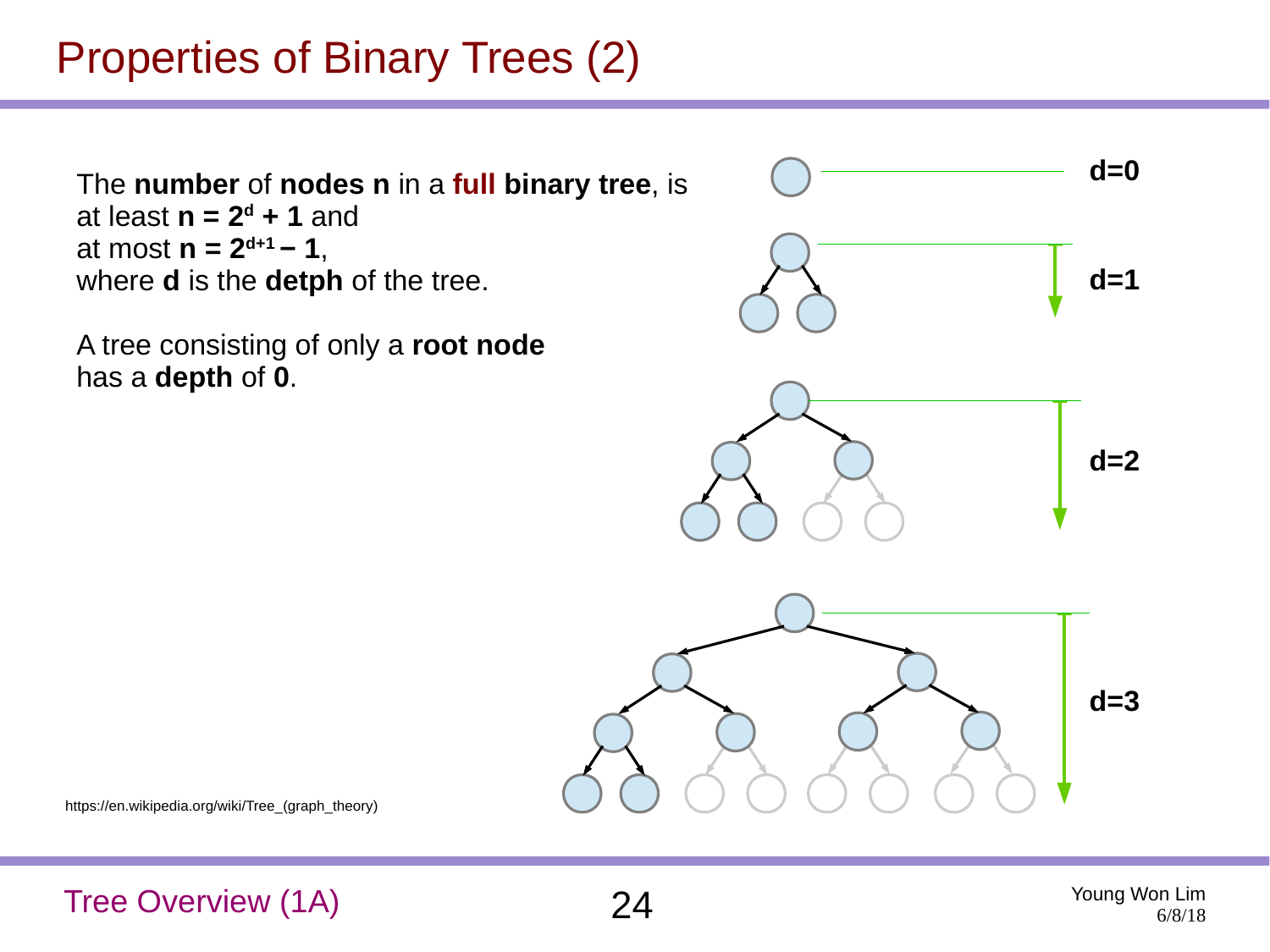# Properties of Binary Trees (2)

The **number** of **nodes n** in a **full binary tree**, is at least $\mathbf{n = 2^d + 1}$ and at most $\mathbf{n = 2^{d+1} - 1}$, where **d** is the **detph** of the tree.

A tree consisting of only a **root node** has a **depth** of **0**.

d=0

d=1

d=2

d=3

https://en.wikipedia.org/wiki/Tree_(graph_theory)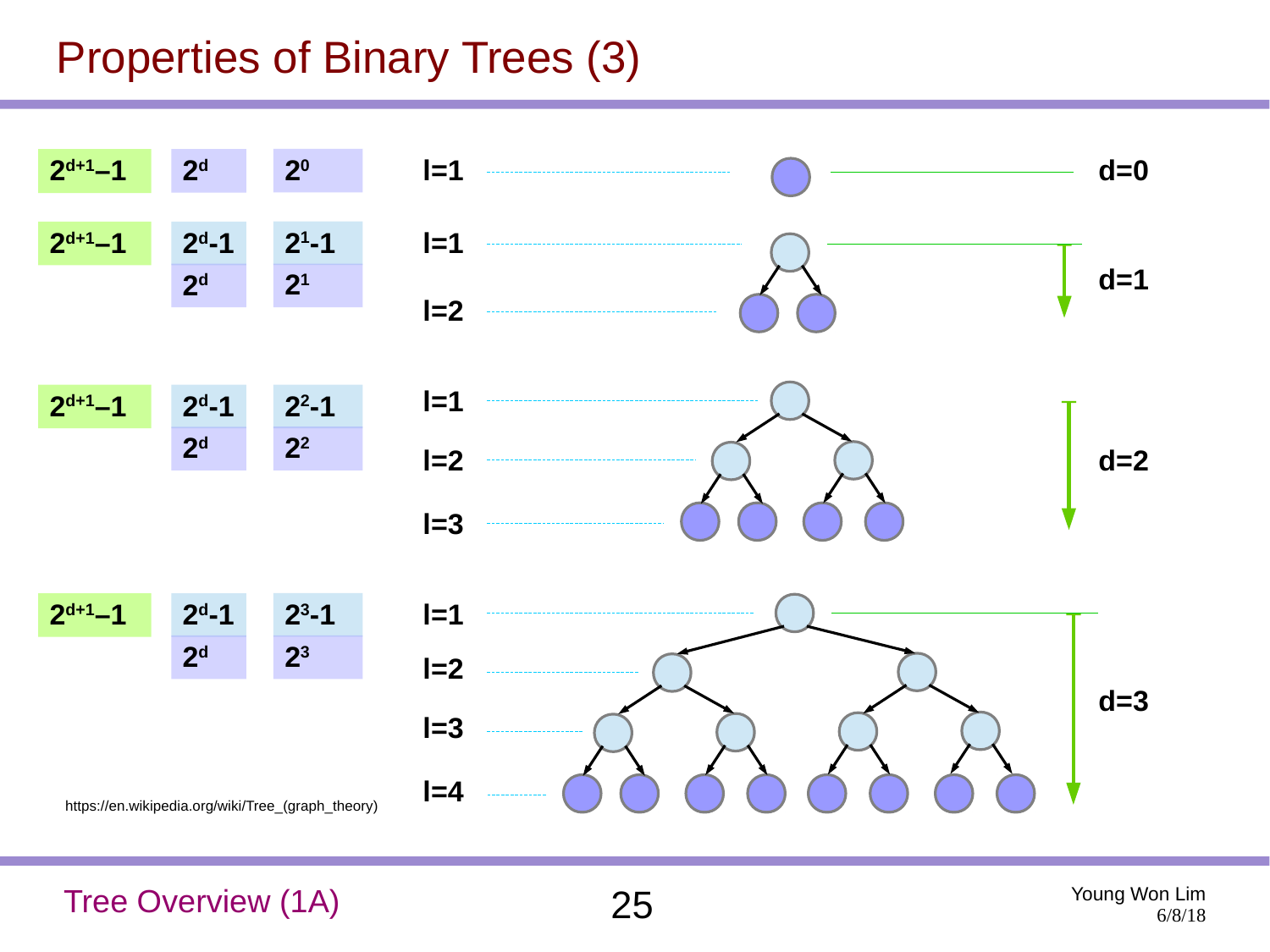# Properties of Binary Trees (3)

| | | | Levels | Depth |
|---|---|---|---|---|
| $2^{d+1}-1$ | $2^d$ | $2^0$ | l=1 | d=0 |
| $2^{d+1}-1$ | $2^d-1$ | $2^1-1$ | l=1 | d=1 |
| | $2^d$ | $2^1$ | l=2 | |
| $2^{d+1}-1$ | $2^d-1$ | $2^2-1$ | l=1 | d=2 |
| | $2^d$ | $2^2$ | l=2 | |
| | | | l=3 | |
| $2^{d+1}-1$ | $2^d-1$ | $2^3-1$ | l=1 | d=3 |
| | $2^d$ | $2^3$ | l=2 | |
| | | | l=3 | |
| | | | l=4 | |

https://en.wikipedia.org/wiki/Tree_(graph_theory)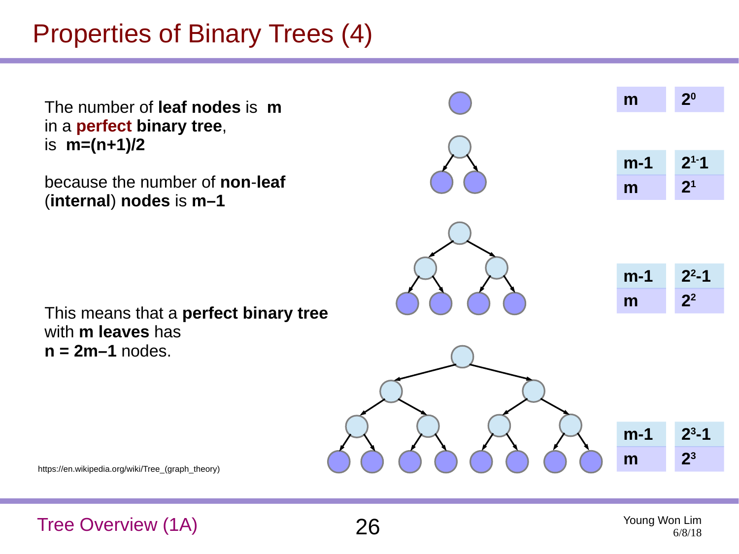# Properties of Binary Trees (4)

The number of **leaf nodes** is **m** in a **perfect binary tree**, is **m=(n+1)/2**

because the number of **non-leaf** (**internal**) **nodes** is **m–1**

This means that a **perfect binary tree** with **m leaves** has **n = 2m–1** nodes.

| | |
|---|---|
| m | $2^0$ |
| m-1 | $2^1$-1 |
| m | $2^1$ |
| m-1 | $2^2$-1 |
| m | $2^2$ |
| m-1 | $2^3$-1 |
| m | $2^3$ |

https://en.wikipedia.org/wiki/Tree_(graph_theory)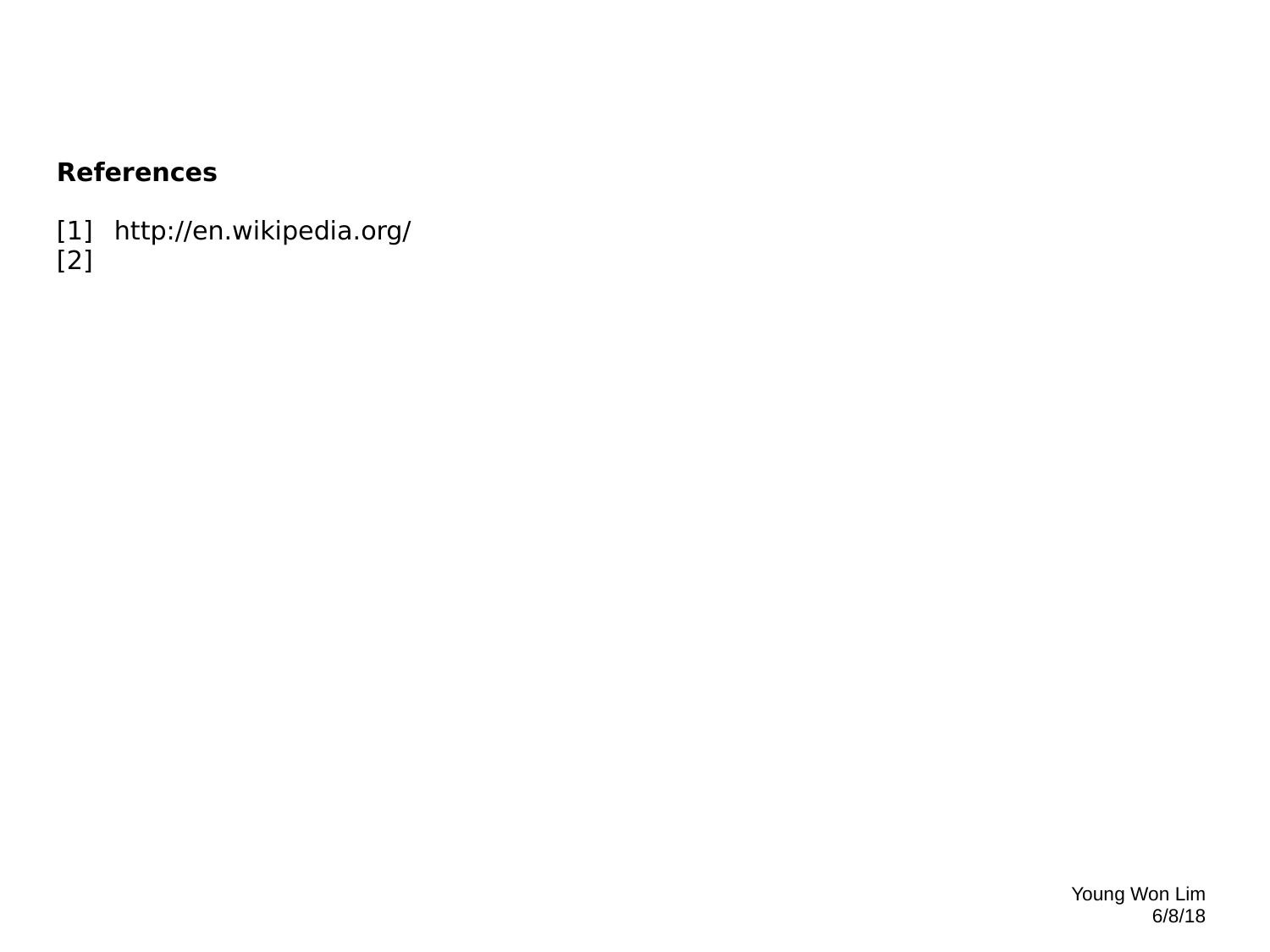## References

[1] http://en.wikipedia.org/
[2]